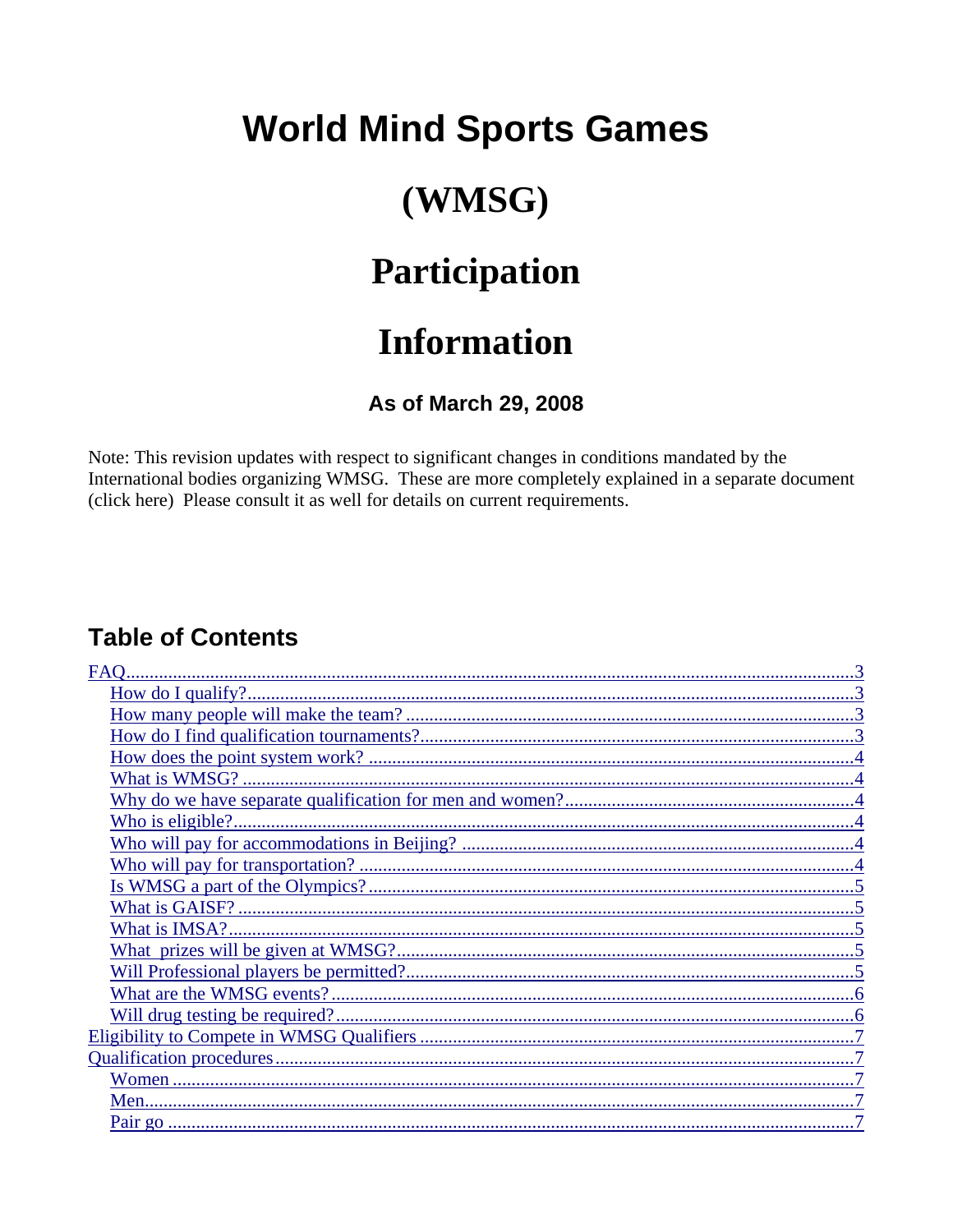# World Mind Sports Games

# (WMSG)

# Participation

# Information

### As of March 29, 2008

Note: This revision updates with respect to significant changes in conditions mandated by the International bodies organizing WMSG. These are more completely explained in a separate document (click here) Please consult it as well for details on current requirements.

## Table of Contents

- FAQ....3
  - How do I qualify?....3
  - How many people will make the team?....3
  - How do I find qualification tournaments?....3
  - How does the point system work?....4
  - What is WMSG?....4
  - Why do we have separate qualification for men and women?....4
  - Who is eligible?....4
  - Who will pay for accommodations in Beijing?....4
  - Who will pay for transportation?....4
  - Is WMSG a part of the Olympics?....5
  - What is GAISF?....5
  - What is IMSA?....5
  - What prizes will be given at WMSG?....5
  - Will Professional players be permitted?....5
  - What are the WMSG events?....6
  - Will drug testing be required?....6
- Eligibility to Compete in WMSG Qualifiers....7
- Qualification procedures....7
  - Women....7
  - Men....7
  - Pair go....7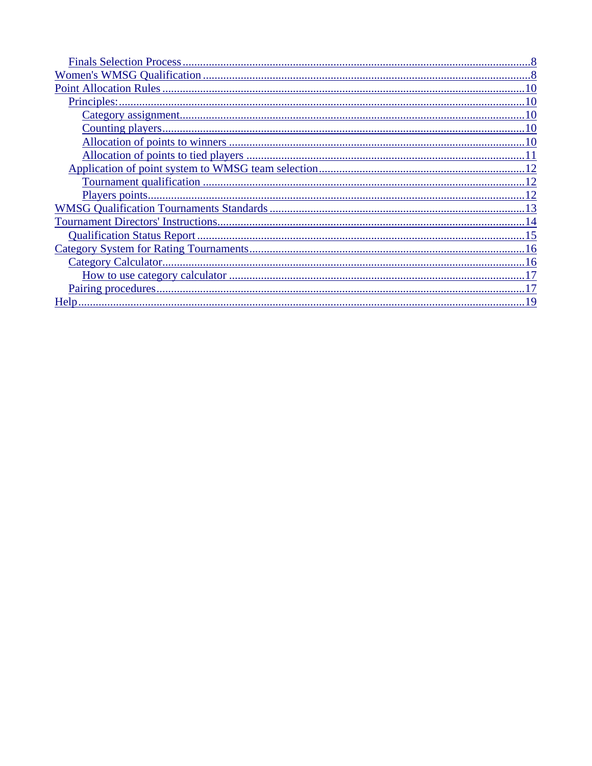- Finals Selection Process ........................................................................................................8
- Women's WMSG Qualification ................................................................................................8
- Point Allocation Rules ............................................................................................................10
  - Principles: ..........................................................................................................................10
    - Category assignment......................................................................................................10
    - Counting players.............................................................................................................10
    - Allocation of points to winners ......................................................................................10
    - Allocation of points to tied players ................................................................................11
  - Application of point system to WMSG team selection.......................................................12
    - Tournament qualification ..............................................................................................12
    - Players points.................................................................................................................12
- WMSG Qualification Tournaments Standards .......................................................................13
- Tournament Directors' Instructions.........................................................................................14
  - Qualification Status Report ................................................................................................15
- Category System for Rating Tournaments..............................................................................16
  - Category Calculator.............................................................................................................16
    - How to use category calculator ......................................................................................17
  - Pairing procedures...............................................................................................................17
- Help.........................................................................................................................................19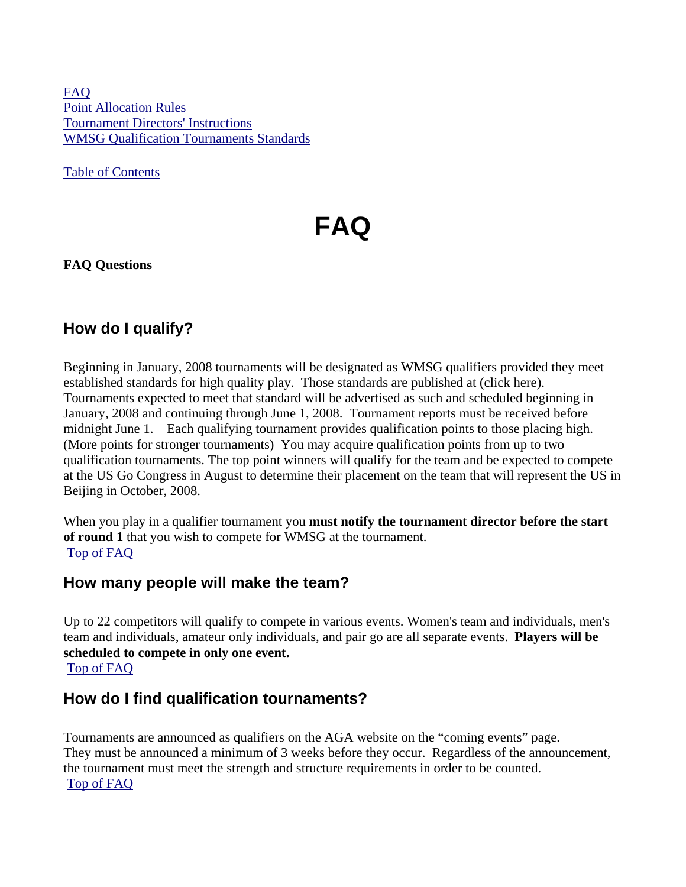FAQ
Point Allocation Rules
Tournament Directors' Instructions
WMSG Qualification Tournaments Standards

Table of Contents

# FAQ

**FAQ Questions**

## How do I qualify?

Beginning in January, 2008 tournaments will be designated as WMSG qualifiers provided they meet established standards for high quality play. Those standards are published at (click here). Tournaments expected to meet that standard will be advertised as such and scheduled beginning in January, 2008 and continuing through June 1, 2008. Tournament reports must be received before midnight June 1. Each qualifying tournament provides qualification points to those placing high. (More points for stronger tournaments) You may acquire qualification points from up to two qualification tournaments. The top point winners will qualify for the team and be expected to compete at the US Go Congress in August to determine their placement on the team that will represent the US in Beijing in October, 2008.

When you play in a qualifier tournament you **must notify the tournament director before the start of round 1** that you wish to compete for WMSG at the tournament.
Top of FAQ

## How many people will make the team?

Up to 22 competitors will qualify to compete in various events. Women's team and individuals, men's team and individuals, amateur only individuals, and pair go are all separate events. **Players will be scheduled to compete in only one event.**
Top of FAQ

## How do I find qualification tournaments?

Tournaments are announced as qualifiers on the AGA website on the "coming events" page. They must be announced a minimum of 3 weeks before they occur. Regardless of the announcement, the tournament must meet the strength and structure requirements in order to be counted.
Top of FAQ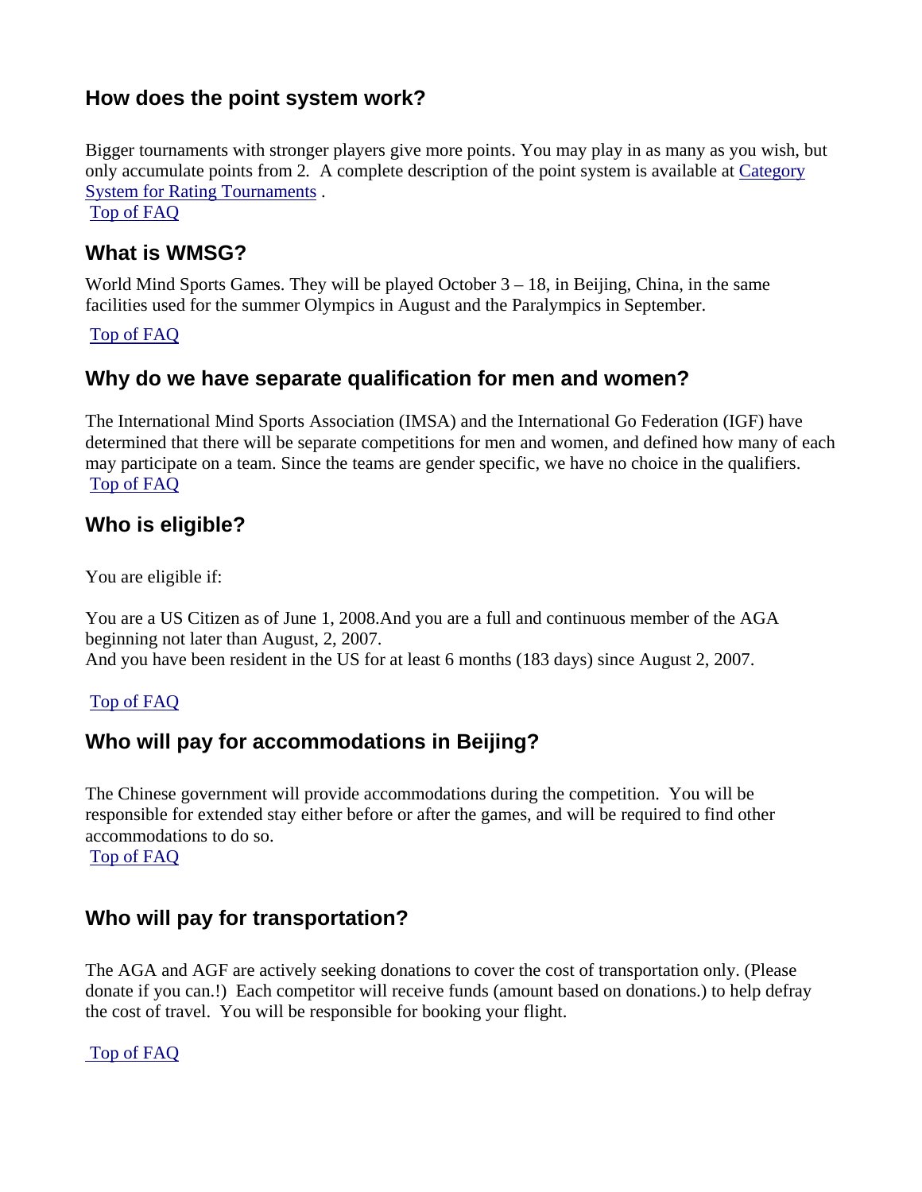## How does the point system work?

Bigger tournaments with stronger players give more points. You may play in as many as you wish, but only accumulate points from 2. A complete description of the point system is available at Category System for Rating Tournaments .

Top of FAQ

## What is WMSG?

World Mind Sports Games. They will be played October 3 – 18, in Beijing, China, in the same facilities used for the summer Olympics in August and the Paralympics in September.

Top of FAQ

## Why do we have separate qualification for men and women?

The International Mind Sports Association (IMSA) and the International Go Federation (IGF) have determined that there will be separate competitions for men and women, and defined how many of each may participate on a team. Since the teams are gender specific, we have no choice in the qualifiers.

Top of FAQ

## Who is eligible?

You are eligible if:

You are a US Citizen as of June 1, 2008.And you are a full and continuous member of the AGA beginning not later than August, 2, 2007.
And you have been resident in the US for at least 6 months (183 days) since August 2, 2007.

Top of FAQ

## Who will pay for accommodations in Beijing?

The Chinese government will provide accommodations during the competition. You will be responsible for extended stay either before or after the games, and will be required to find other accommodations to do so.

Top of FAQ

## Who will pay for transportation?

The AGA and AGF are actively seeking donations to cover the cost of transportation only. (Please donate if you can.!) Each competitor will receive funds (amount based on donations.) to help defray the cost of travel. You will be responsible for booking your flight.

Top of FAQ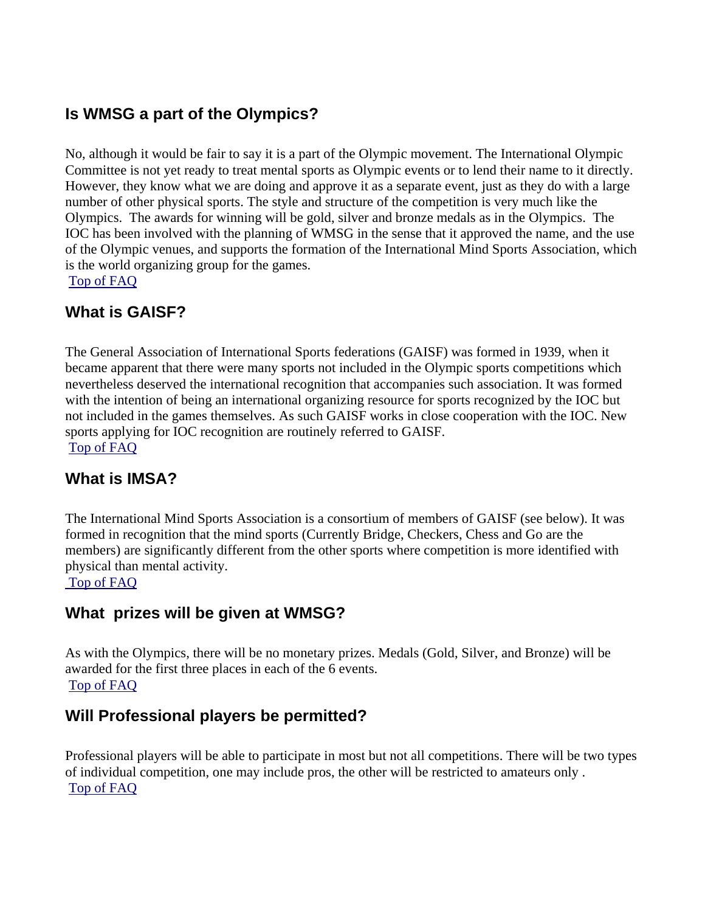## Is WMSG a part of the Olympics?

No, although it would be fair to say it is a part of the Olympic movement. The International Olympic Committee is not yet ready to treat mental sports as Olympic events or to lend their name to it directly. However, they know what we are doing and approve it as a separate event, just as they do with a large number of other physical sports. The style and structure of the competition is very much like the Olympics. The awards for winning will be gold, silver and bronze medals as in the Olympics. The IOC has been involved with the planning of WMSG in the sense that it approved the name, and the use of the Olympic venues, and supports the formation of the International Mind Sports Association, which is the world organizing group for the games.

Top of FAQ

## What is GAISF?

The General Association of International Sports federations (GAISF) was formed in 1939, when it became apparent that there were many sports not included in the Olympic sports competitions which nevertheless deserved the international recognition that accompanies such association. It was formed with the intention of being an international organizing resource for sports recognized by the IOC but not included in the games themselves. As such GAISF works in close cooperation with the IOC. New sports applying for IOC recognition are routinely referred to GAISF.

Top of FAQ

## What is IMSA?

The International Mind Sports Association is a consortium of members of GAISF (see below). It was formed in recognition that the mind sports (Currently Bridge, Checkers, Chess and Go are the members) are significantly different from the other sports where competition is more identified with physical than mental activity.

Top of FAQ

## What prizes will be given at WMSG?

As with the Olympics, there will be no monetary prizes. Medals (Gold, Silver, and Bronze) will be awarded for the first three places in each of the 6 events.

Top of FAQ

## Will Professional players be permitted?

Professional players will be able to participate in most but not all competitions. There will be two types of individual competition, one may include pros, the other will be restricted to amateurs only .

Top of FAQ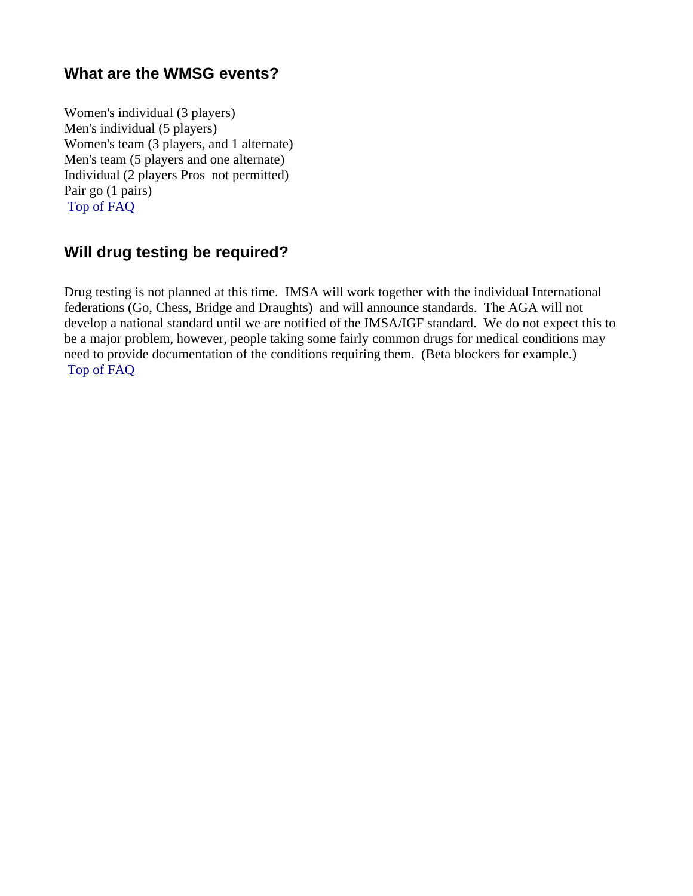## What are the WMSG events?

Women's individual (3 players)
Men's individual (5 players)
Women's team (3 players, and 1 alternate)
Men's team (5 players and one alternate)
Individual (2 players Pros not permitted)
Pair go (1 pairs)
Top of FAQ

## Will drug testing be required?

Drug testing is not planned at this time. IMSA will work together with the individual International federations (Go, Chess, Bridge and Draughts) and will announce standards. The AGA will not develop a national standard until we are notified of the IMSA/IGF standard. We do not expect this to be a major problem, however, people taking some fairly common drugs for medical conditions may need to provide documentation of the conditions requiring them. (Beta blockers for example.)
Top of FAQ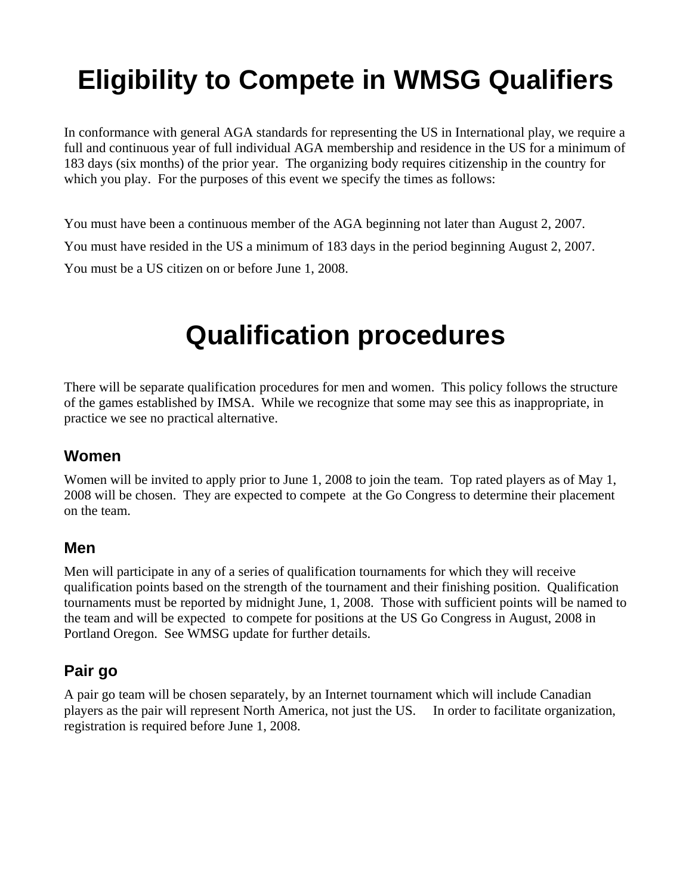# Eligibility to Compete in WMSG Qualifiers

In conformance with general AGA standards for representing the US in International play, we require a full and continuous year of full individual AGA membership and residence in the US for a minimum of 183 days (six months) of the prior year. The organizing body requires citizenship in the country for which you play. For the purposes of this event we specify the times as follows:

You must have been a continuous member of the AGA beginning not later than August 2, 2007.

You must have resided in the US a minimum of 183 days in the period beginning August 2, 2007.

You must be a US citizen on or before June 1, 2008.

# Qualification procedures

There will be separate qualification procedures for men and women. This policy follows the structure of the games established by IMSA. While we recognize that some may see this as inappropriate, in practice we see no practical alternative.

## Women

Women will be invited to apply prior to June 1, 2008 to join the team. Top rated players as of May 1, 2008 will be chosen. They are expected to compete at the Go Congress to determine their placement on the team.

## Men

Men will participate in any of a series of qualification tournaments for which they will receive qualification points based on the strength of the tournament and their finishing position. Qualification tournaments must be reported by midnight June, 1, 2008. Those with sufficient points will be named to the team and will be expected to compete for positions at the US Go Congress in August, 2008 in Portland Oregon. See WMSG update for further details.

## Pair go

A pair go team will be chosen separately, by an Internet tournament which will include Canadian players as the pair will represent North America, not just the US. In order to facilitate organization, registration is required before June 1, 2008.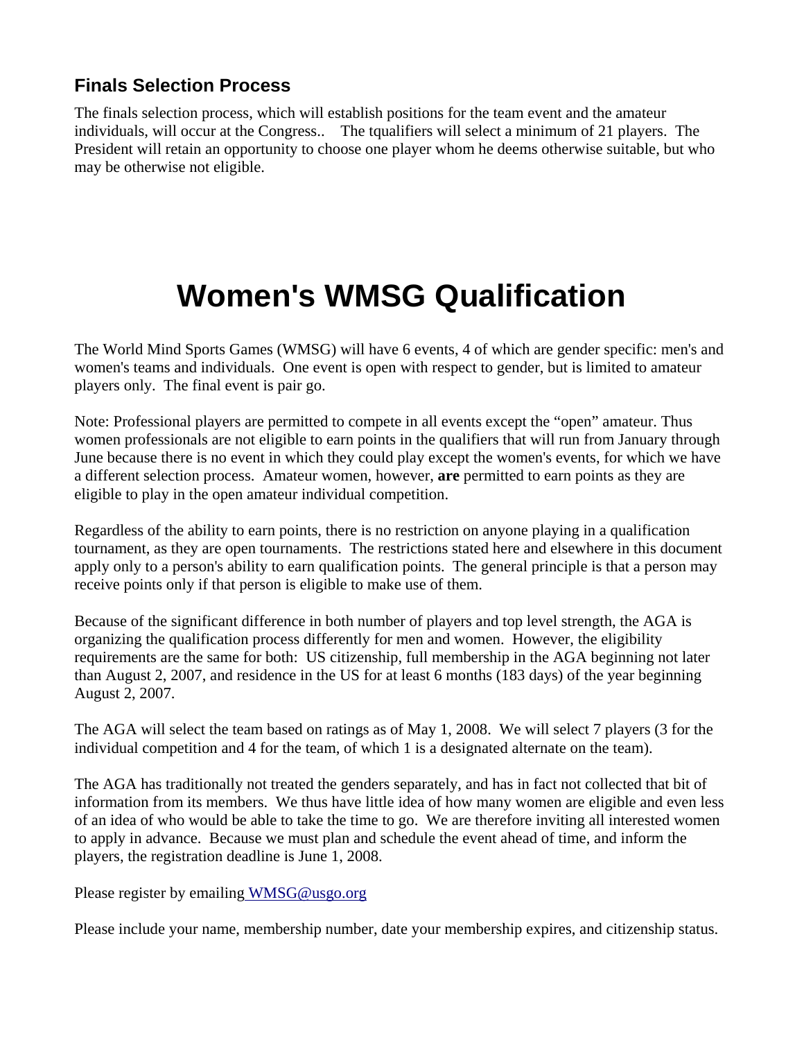### Finals Selection Process

The finals selection process, which will establish positions for the team event and the amateur individuals, will occur at the Congress.. The tqualifiers will select a minimum of 21 players. The President will retain an opportunity to choose one player whom he deems otherwise suitable, but who may be otherwise not eligible.

# Women's WMSG Qualification

The World Mind Sports Games (WMSG) will have 6 events, 4 of which are gender specific: men's and women's teams and individuals. One event is open with respect to gender, but is limited to amateur players only. The final event is pair go.

Note: Professional players are permitted to compete in all events except the "open" amateur. Thus women professionals are not eligible to earn points in the qualifiers that will run from January through June because there is no event in which they could play except the women's events, for which we have a different selection process. Amateur women, however, **are** permitted to earn points as they are eligible to play in the open amateur individual competition.

Regardless of the ability to earn points, there is no restriction on anyone playing in a qualification tournament, as they are open tournaments. The restrictions stated here and elsewhere in this document apply only to a person's ability to earn qualification points. The general principle is that a person may receive points only if that person is eligible to make use of them.

Because of the significant difference in both number of players and top level strength, the AGA is organizing the qualification process differently for men and women. However, the eligibility requirements are the same for both: US citizenship, full membership in the AGA beginning not later than August 2, 2007, and residence in the US for at least 6 months (183 days) of the year beginning August 2, 2007.

The AGA will select the team based on ratings as of May 1, 2008. We will select 7 players (3 for the individual competition and 4 for the team, of which 1 is a designated alternate on the team).

The AGA has traditionally not treated the genders separately, and has in fact not collected that bit of information from its members. We thus have little idea of how many women are eligible and even less of an idea of who would be able to take the time to go. We are therefore inviting all interested women to apply in advance. Because we must plan and schedule the event ahead of time, and inform the players, the registration deadline is June 1, 2008.

Please register by emailing WMSG@usgo.org

Please include your name, membership number, date your membership expires, and citizenship status.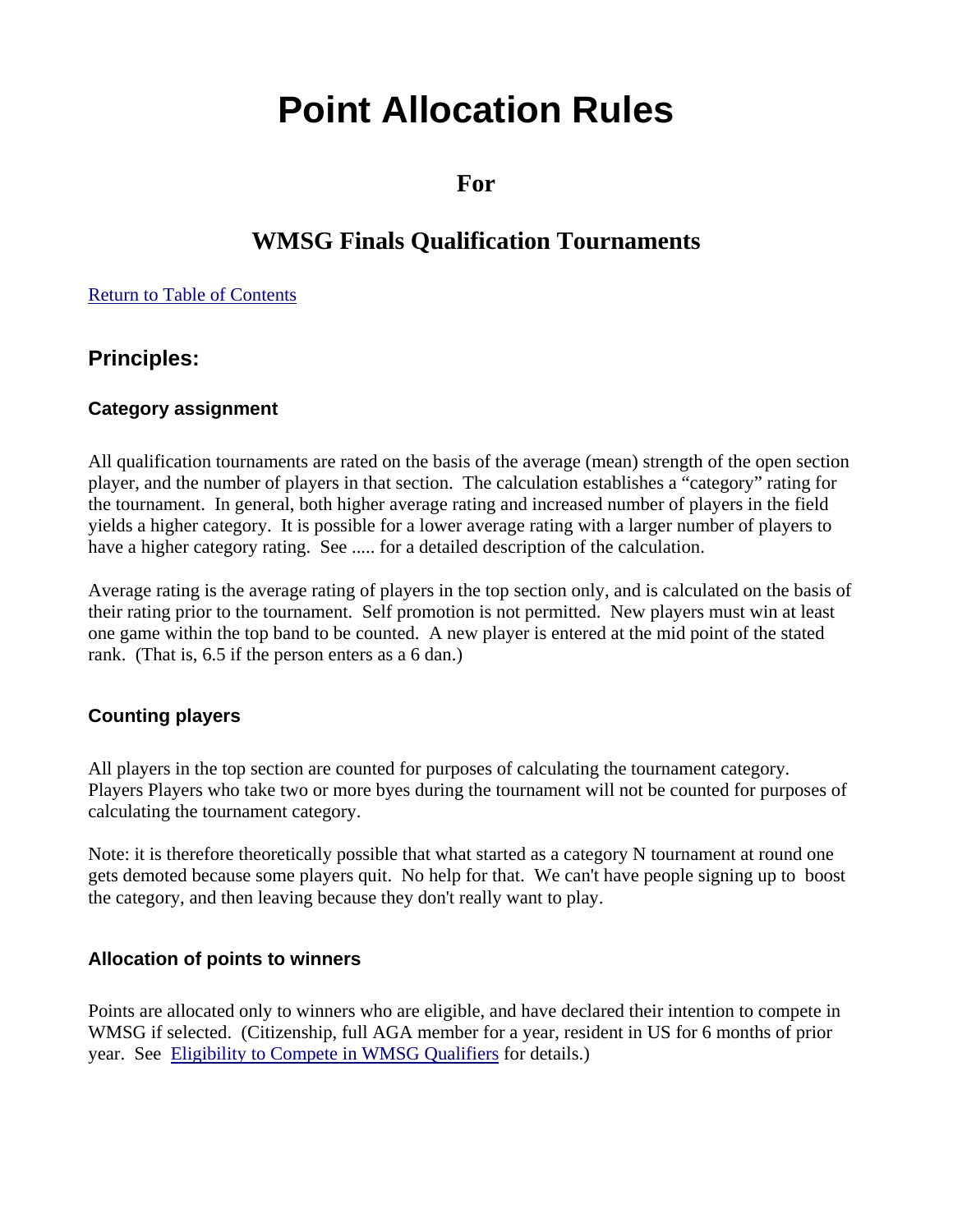# Point Allocation Rules

## For

## WMSG Finals Qualification Tournaments

[Return to Table of Contents](#)

## Principles:

### Category assignment

All qualification tournaments are rated on the basis of the average (mean) strength of the open section player, and the number of players in that section. The calculation establishes a "category" rating for the tournament. In general, both higher average rating and increased number of players in the field yields a higher category. It is possible for a lower average rating with a larger number of players to have a higher category rating. See ..... for a detailed description of the calculation.

Average rating is the average rating of players in the top section only, and is calculated on the basis of their rating prior to the tournament. Self promotion is not permitted. New players must win at least one game within the top band to be counted. A new player is entered at the mid point of the stated rank. (That is, 6.5 if the person enters as a 6 dan.)

### Counting players

All players in the top section are counted for purposes of calculating the tournament category. Players Players who take two or more byes during the tournament will not be counted for purposes of calculating the tournament category.

Note: it is therefore theoretically possible that what started as a category N tournament at round one gets demoted because some players quit. No help for that. We can't have people signing up to boost the category, and then leaving because they don't really want to play.

### Allocation of points to winners

Points are allocated only to winners who are eligible, and have declared their intention to compete in WMSG if selected. (Citizenship, full AGA member for a year, resident in US for 6 months of prior year. See [Eligibility to Compete in WMSG Qualifiers](#) for details.)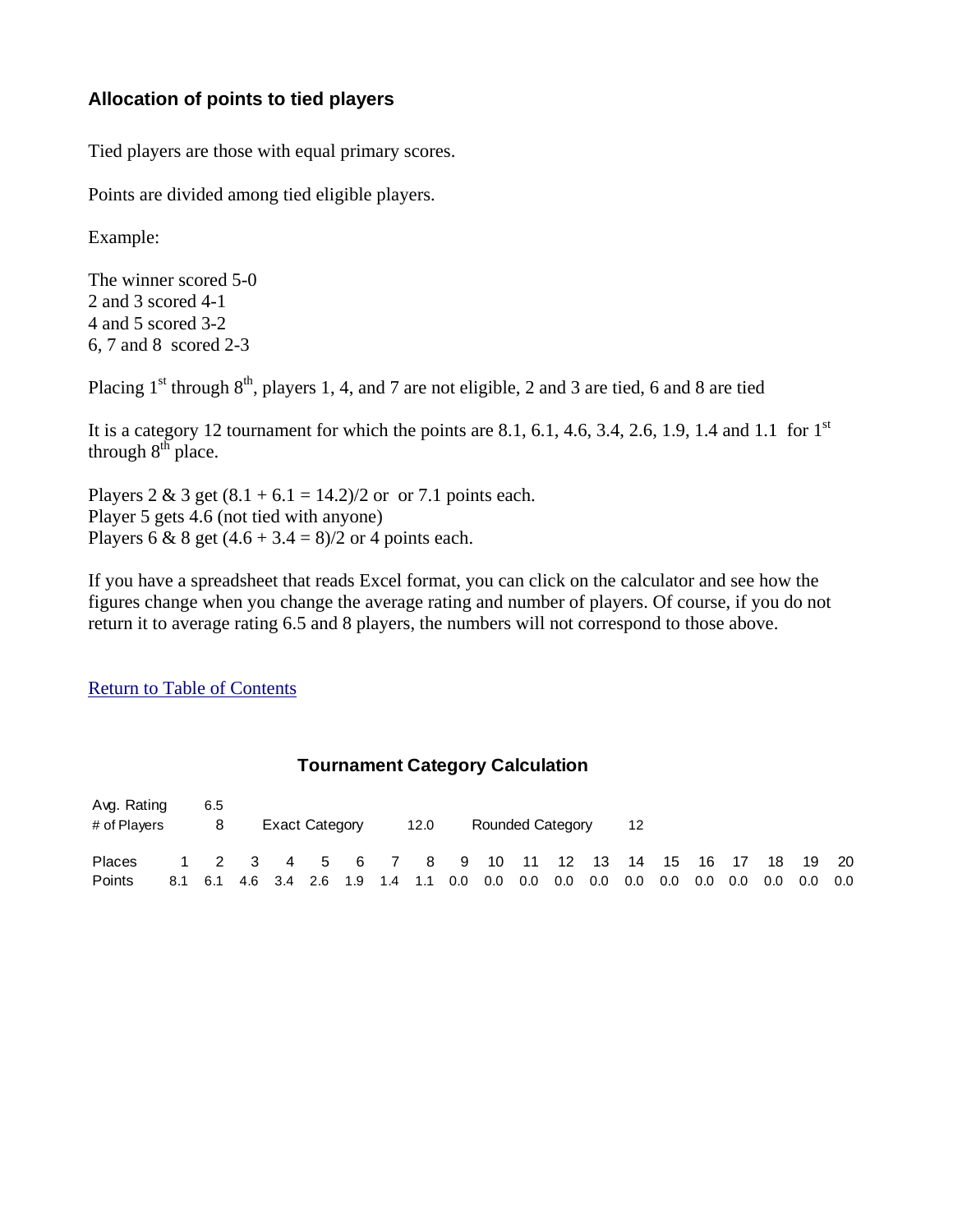### Allocation of points to tied players

Tied players are those with equal primary scores.

Points are divided among tied eligible players.

Example:

The winner scored 5-0
2 and 3 scored 4-1
4 and 5 scored 3-2
6, 7 and 8 scored 2-3

Placing 1st through 8th, players 1, 4, and 7 are not eligible, 2 and 3 are tied, 6 and 8 are tied

It is a category 12 tournament for which the points are 8.1, 6.1, 4.6, 3.4, 2.6, 1.9, 1.4 and 1.1 for 1st through 8th place.

Players 2 & 3 get (8.1 + 6.1 = 14.2)/2 or or 7.1 points each.
Player 5 gets 4.6 (not tied with anyone)
Players 6 & 8 get (4.6 + 3.4 = 8)/2 or 4 points each.

If you have a spreadsheet that reads Excel format, you can click on the calculator and see how the figures change when you change the average rating and number of players. Of course, if you do not return it to average rating 6.5 and 8 players, the numbers will not correspond to those above.

Return to Table of Contents

**Tournament Category Calculation**

| Avg. Rating | 6.5 | | |
|---|---|---|---|
| # of Players | 8 | Exact Category 12.0 | Rounded Category 12 |

| Places | 1 | 2 | 3 | 4 | 5 | 6 | 7 | 8 | 9 | 10 | 11 | 12 | 13 | 14 | 15 | 16 | 17 | 18 | 19 | 20 |
|---|---|---|---|---|---|---|---|---|---|---|---|---|---|---|---|---|---|---|---|---|
| Points | 8.1 | 6.1 | 4.6 | 3.4 | 2.6 | 1.9 | 1.4 | 1.1 | 0.0 | 0.0 | 0.0 | 0.0 | 0.0 | 0.0 | 0.0 | 0.0 | 0.0 | 0.0 | 0.0 | 0.0 |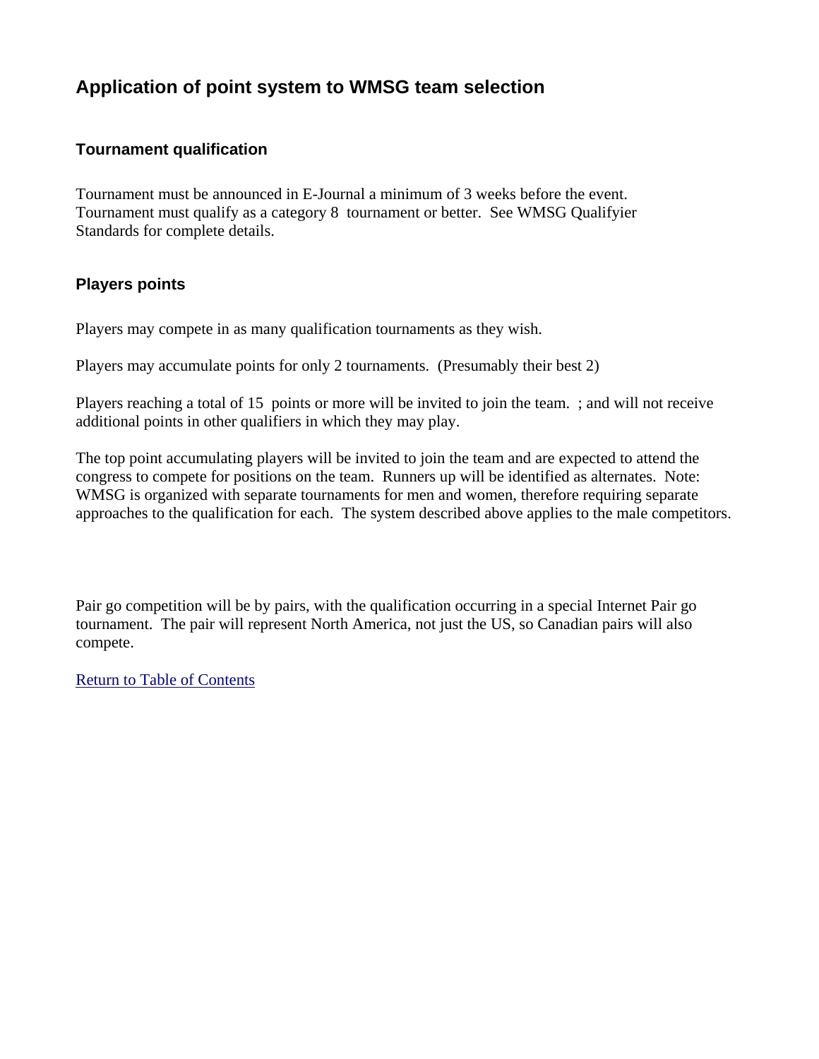## Application of point system to WMSG team selection

### Tournament qualification

Tournament must be announced in E-Journal a minimum of 3 weeks before the event. Tournament must qualify as a category 8 tournament or better. See WMSG Qualifyier Standards for complete details.

### Players points

Players may compete in as many qualification tournaments as they wish.

Players may accumulate points for only 2 tournaments. (Presumably their best 2)

Players reaching a total of 15 points or more will be invited to join the team. ; and will not receive additional points in other qualifiers in which they may play.

The top point accumulating players will be invited to join the team and are expected to attend the congress to compete for positions on the team. Runners up will be identified as alternates. Note: WMSG is organized with separate tournaments for men and women, therefore requiring separate approaches to the qualification for each. The system described above applies to the male competitors.

Pair go competition will be by pairs, with the qualification occurring in a special Internet Pair go tournament. The pair will represent North America, not just the US, so Canadian pairs will also compete.

Return to Table of Contents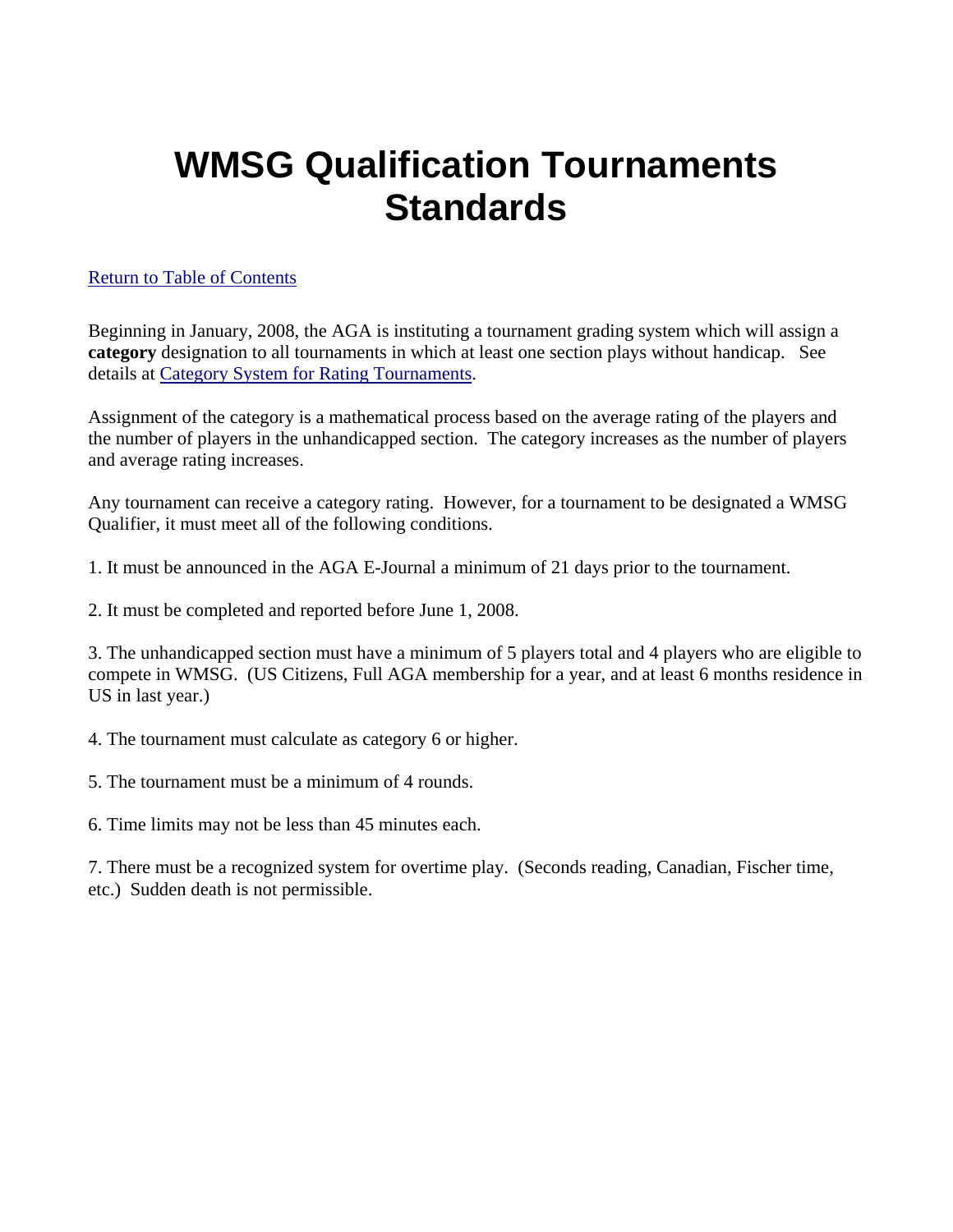# WMSG Qualification Tournaments Standards

[Return to Table of Contents]()

Beginning in January, 2008, the AGA is instituting a tournament grading system which will assign a **category** designation to all tournaments in which at least one section plays without handicap. See details at [Category System for Rating Tournaments]().

Assignment of the category is a mathematical process based on the average rating of the players and the number of players in the unhandicapped section. The category increases as the number of players and average rating increases.

Any tournament can receive a category rating. However, for a tournament to be designated a WMSG Qualifier, it must meet all of the following conditions.

1. It must be announced in the AGA E-Journal a minimum of 21 days prior to the tournament.

2. It must be completed and reported before June 1, 2008.

3. The unhandicapped section must have a minimum of 5 players total and 4 players who are eligible to compete in WMSG. (US Citizens, Full AGA membership for a year, and at least 6 months residence in US in last year.)

4. The tournament must calculate as category 6 or higher.

5. The tournament must be a minimum of 4 rounds.

6. Time limits may not be less than 45 minutes each.

7. There must be a recognized system for overtime play. (Seconds reading, Canadian, Fischer time, etc.) Sudden death is not permissible.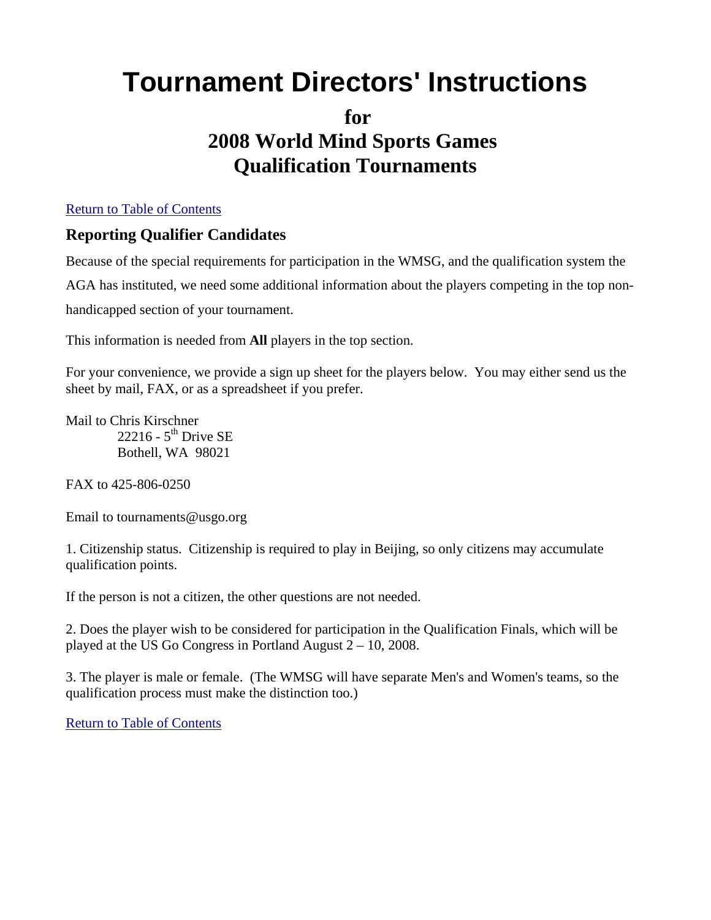# Tournament Directors' Instructions

## for
## 2008 World Mind Sports Games
## Qualification Tournaments

Return to Table of Contents

### Reporting Qualifier Candidates

Because of the special requirements for participation in the WMSG, and the qualification system the AGA has instituted, we need some additional information about the players competing in the top non-handicapped section of your tournament.

This information is needed from **All** players in the top section.

For your convenience, we provide a sign up sheet for the players below. You may either send us the sheet by mail, FAX, or as a spreadsheet if you prefer.

Mail to Chris Kirschner
22216 - 5th Drive SE
Bothell, WA 98021

FAX to 425-806-0250

Email to tournaments@usgo.org

1. Citizenship status. Citizenship is required to play in Beijing, so only citizens may accumulate qualification points.

If the person is not a citizen, the other questions are not needed.

2. Does the player wish to be considered for participation in the Qualification Finals, which will be played at the US Go Congress in Portland August 2 – 10, 2008.

3. The player is male or female. (The WMSG will have separate Men's and Women's teams, so the qualification process must make the distinction too.)

Return to Table of Contents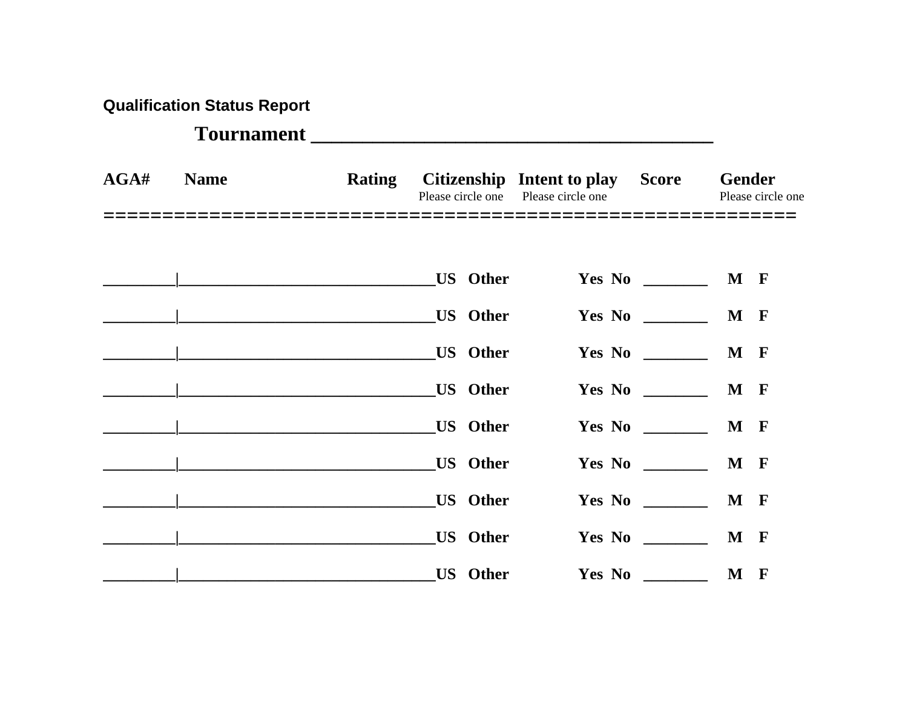**Qualification Status Report**

## Tournament ______________________________________

| AGA# | Name | Rating | Citizenship<br>Please circle one | Intent to play<br>Please circle one | Score | Gender<br>Please circle one |
|---|---|---|---|---|---|---|
| _________ | ________________________________ | | US Other | Yes No | ________ | M F |
| _________ | ________________________________ | | US Other | Yes No | ________ | M F |
| _________ | ________________________________ | | US Other | Yes No | ________ | M F |
| _________ | ________________________________ | | US Other | Yes No | ________ | M F |
| _________ | ________________________________ | | US Other | Yes No | ________ | M F |
| _________ | ________________________________ | | US Other | Yes No | ________ | M F |
| _________ | ________________________________ | | US Other | Yes No | ________ | M F |
| _________ | ________________________________ | | US Other | Yes No | ________ | M F |
| _________ | ________________________________ | | US Other | Yes No | ________ | M F |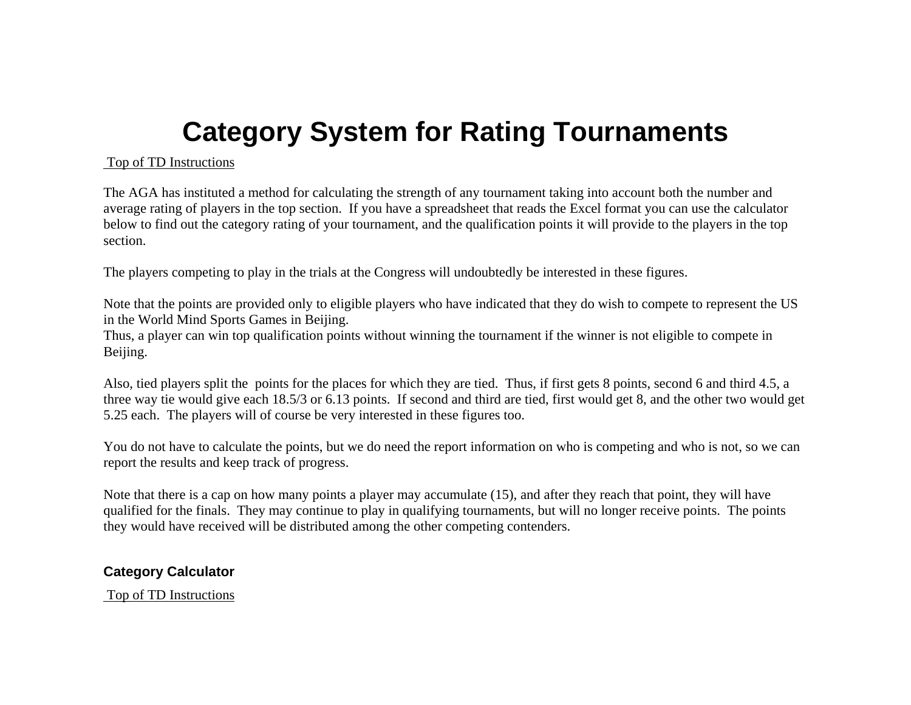# Category System for Rating Tournaments

Top of TD Instructions

The AGA has instituted a method for calculating the strength of any tournament taking into account both the number and average rating of players in the top section. If you have a spreadsheet that reads the Excel format you can use the calculator below to find out the category rating of your tournament, and the qualification points it will provide to the players in the top section.

The players competing to play in the trials at the Congress will undoubtedly be interested in these figures.

Note that the points are provided only to eligible players who have indicated that they do wish to compete to represent the US in the World Mind Sports Games in Beijing.
Thus, a player can win top qualification points without winning the tournament if the winner is not eligible to compete in Beijing.

Also, tied players split the points for the places for which they are tied. Thus, if first gets 8 points, second 6 and third 4.5, a three way tie would give each 18.5/3 or 6.13 points. If second and third are tied, first would get 8, and the other two would get 5.25 each. The players will of course be very interested in these figures too.

You do not have to calculate the points, but we do need the report information on who is competing and who is not, so we can report the results and keep track of progress.

Note that there is a cap on how many points a player may accumulate (15), and after they reach that point, they will have qualified for the finals. They may continue to play in qualifying tournaments, but will no longer receive points. The points they would have received will be distributed among the other competing contenders.

### Category Calculator

Top of TD Instructions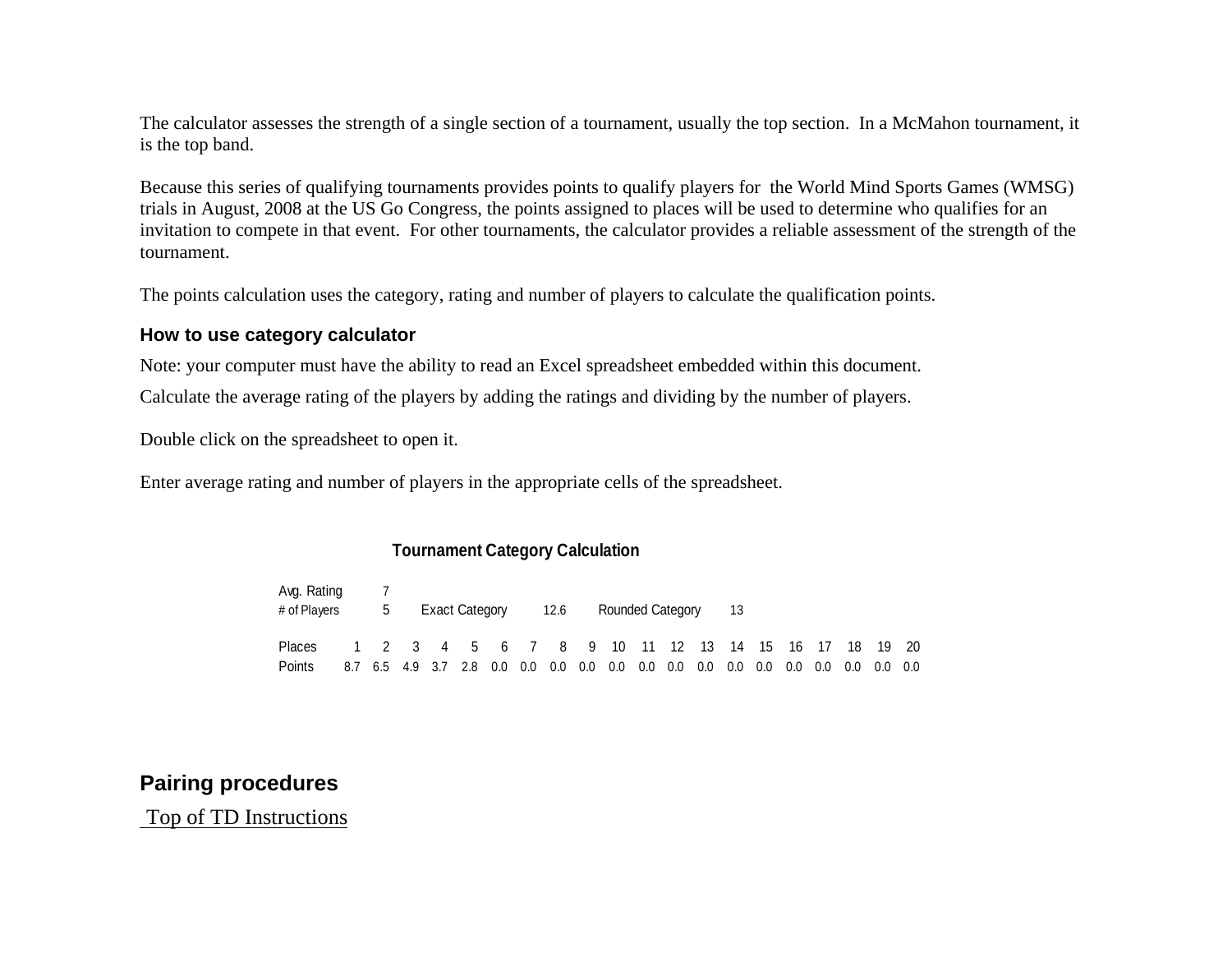The calculator assesses the strength of a single section of a tournament, usually the top section. In a McMahon tournament, it is the top band.

Because this series of qualifying tournaments provides points to qualify players for the World Mind Sports Games (WMSG) trials in August, 2008 at the US Go Congress, the points assigned to places will be used to determine who qualifies for an invitation to compete in that event. For other tournaments, the calculator provides a reliable assessment of the strength of the tournament.

The points calculation uses the category, rating and number of players to calculate the qualification points.

### How to use category calculator

Note: your computer must have the ability to read an Excel spreadsheet embedded within this document.

Calculate the average rating of the players by adding the ratings and dividing by the number of players.

Double click on the spreadsheet to open it.

Enter average rating and number of players in the appropriate cells of the spreadsheet.

**Tournament Category Calculation**

Avg. Rating 7

\# of Players 5 Exact Category 12.6 Rounded Category 13

| Places | 1 | 2 | 3 | 4 | 5 | 6 | 7 | 8 | 9 | 10 | 11 | 12 | 13 | 14 | 15 | 16 | 17 | 18 | 19 | 20 |
|---|---|---|---|---|---|---|---|---|---|---|---|---|---|---|---|---|---|---|---|---|
| Points | 8.7 | 6.5 | 4.9 | 3.7 | 2.8 | 0.0 | 0.0 | 0.0 | 0.0 | 0.0 | 0.0 | 0.0 | 0.0 | 0.0 | 0.0 | 0.0 | 0.0 | 0.0 | 0.0 | 0.0 |

## Pairing procedures

Top of TD Instructions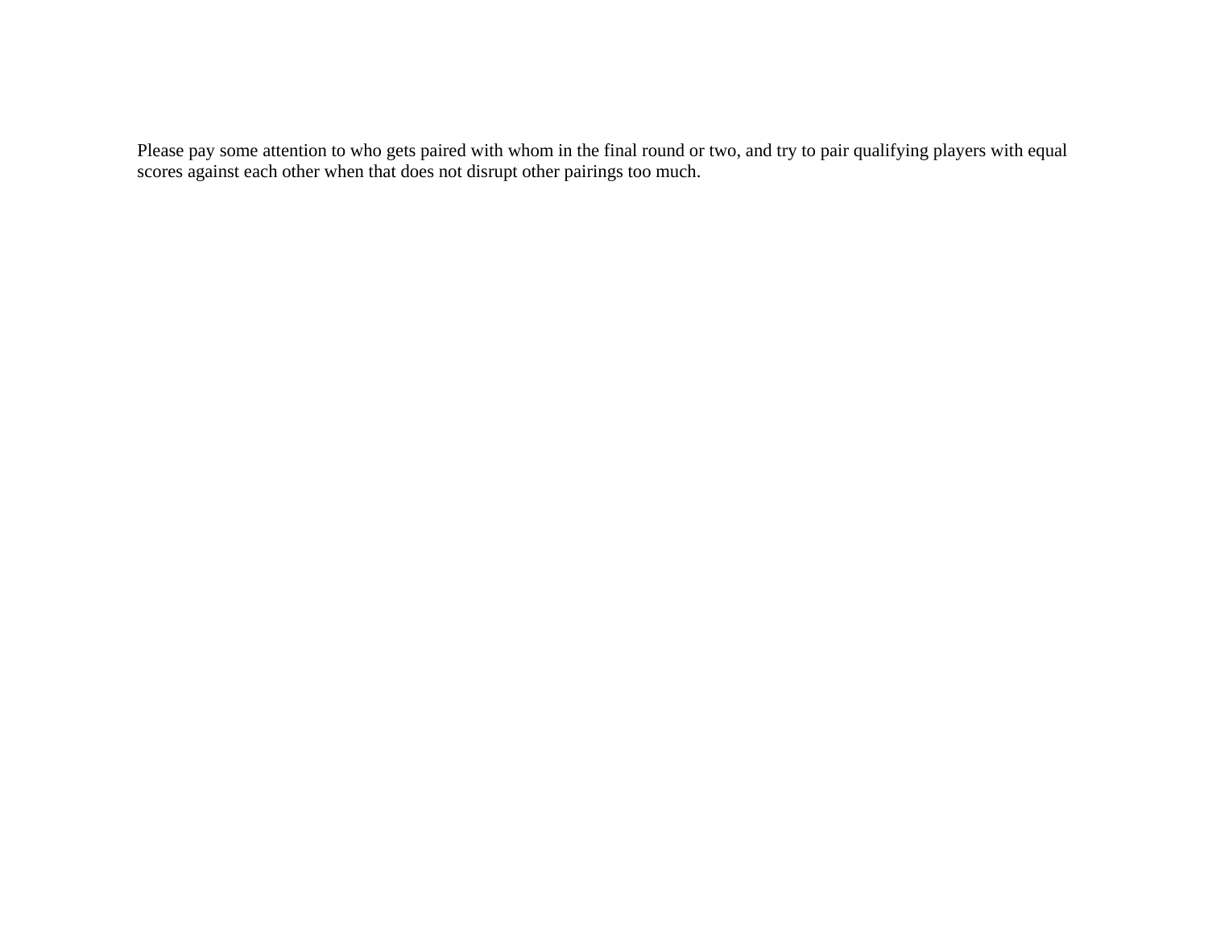Please pay some attention to who gets paired with whom in the final round or two, and try to pair qualifying players with equal scores against each other when that does not disrupt other pairings too much.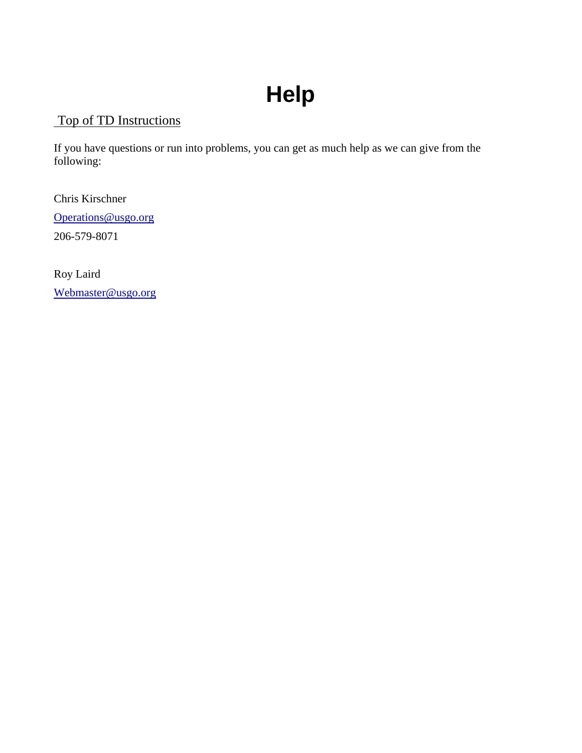# Help

Top of TD Instructions

If you have questions or run into problems, you can get as much help as we can give from the following:

Chris Kirschner

Operations@usgo.org

206-579-8071

Roy Laird

Webmaster@usgo.org